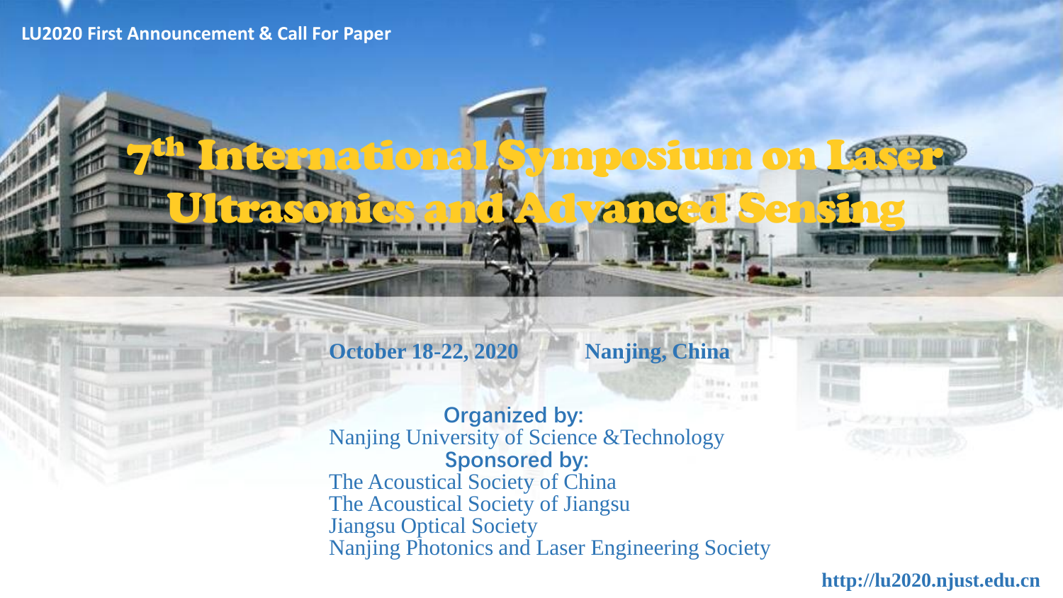LU2020 First Announcement & Call For Paper

# 7th International Symposium on Laser Ultrasonics and Advanced Sensing

**October 18-22, 2020** **Nanjing, China**

**Organized by:**

Nanjing University of Science &Technology

**Sponsored by:**

The Acoustical Society of China

The Acoustical Society of Jiangsu

Jiangsu Optical Society

Nanjing Photonics and Laser Engineering Society

**http://lu2020.njust.edu.cn**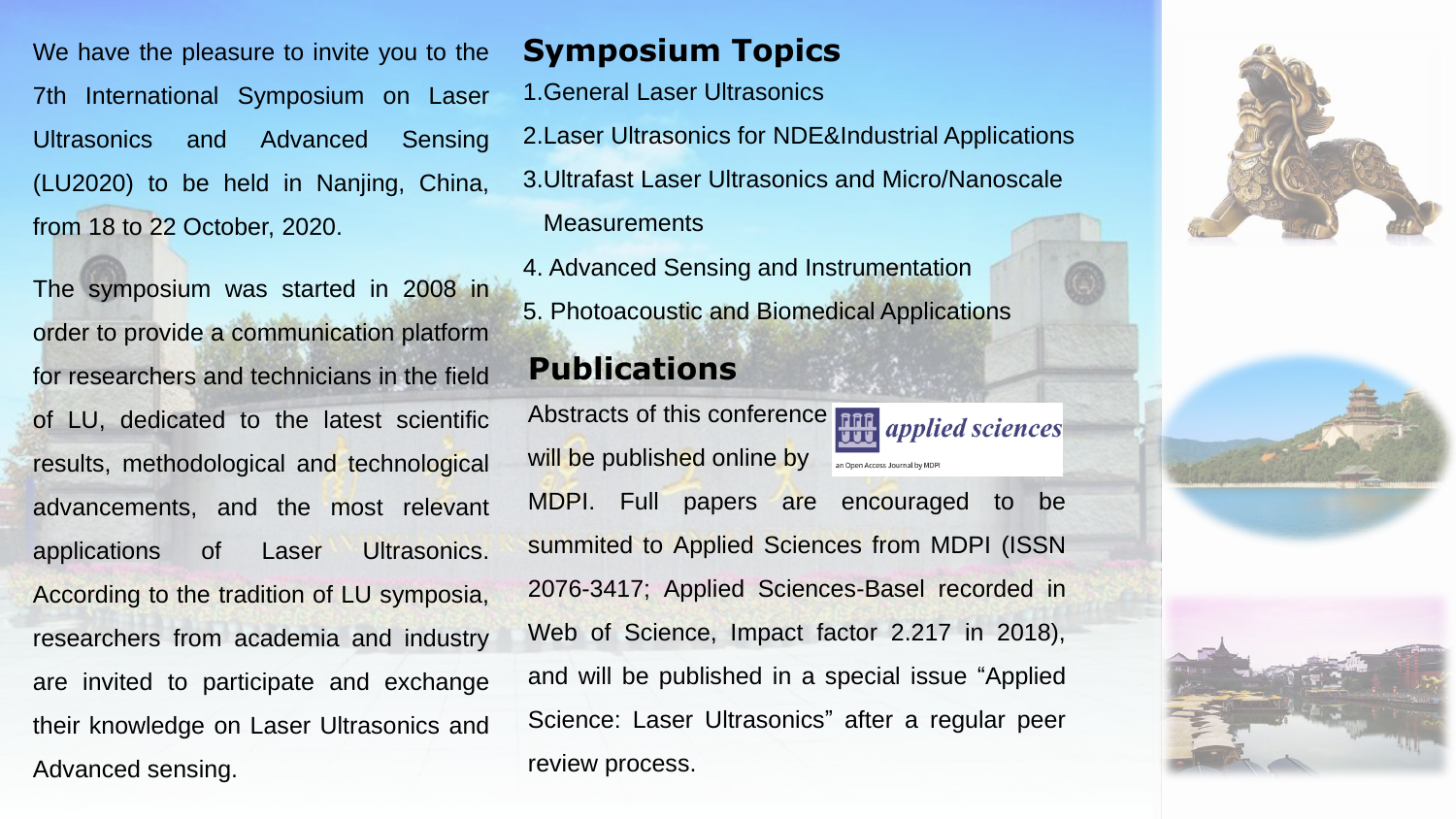We have the pleasure to invite you to the 7th International Symposium on Laser Ultrasonics and Advanced Sensing (LU2020) to be held in Nanjing, China, from 18 to 22 October, 2020.

The symposium was started in 2008 in order to provide a communication platform for researchers and technicians in the field of LU, dedicated to the latest scientific results, methodological and technological advancements, and the most relevant applications of Laser Ultrasonics. According to the tradition of LU symposia, researchers from academia and industry are invited to participate and exchange their knowledge on Laser Ultrasonics and Advanced sensing.

## Symposium Topics

1. General Laser Ultrasonics
2. Laser Ultrasonics for NDE&Industrial Applications
3. Ultrafast Laser Ultrasonics and Micro/Nanoscale Measurements
4. Advanced Sensing and Instrumentation
5. Photoacoustic and Biomedical Applications

## Publications

Abstracts of this conference will be published online by *applied sciences* (an Open Access Journal by MDPI) MDPI. Full papers are encouraged to be summited to Applied Sciences from MDPI (ISSN 2076-3417; Applied Sciences-Basel recorded in Web of Science, Impact factor 2.217 in 2018), and will be published in a special issue “Applied Science: Laser Ultrasonics” after a regular peer review process.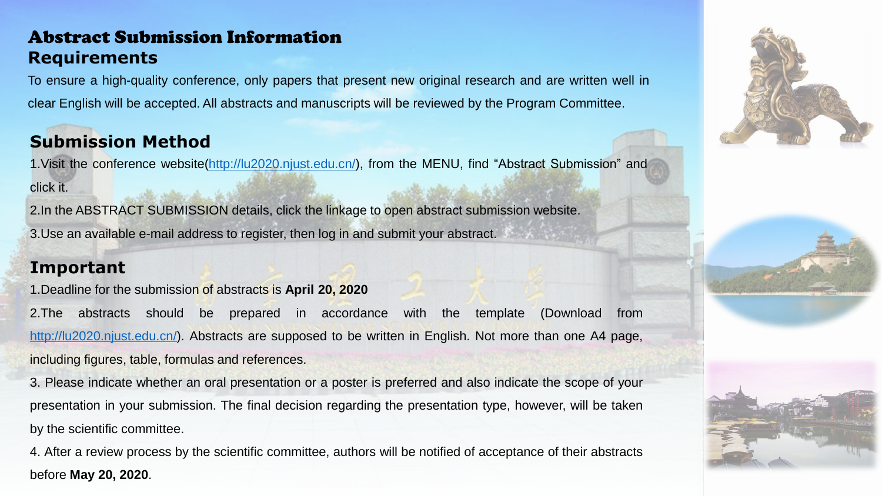# Abstract Submission Information

## Requirements

To ensure a high-quality conference, only papers that present new original research and are written well in clear English will be accepted. All abstracts and manuscripts will be reviewed by the Program Committee.

## Submission Method

1.Visit the conference website(http://lu2020.njust.edu.cn/), from the MENU, find "Abstract Submission" and click it.

2.In the ABSTRACT SUBMISSION details, click the linkage to open abstract submission website.

3.Use an available e-mail address to register, then log in and submit your abstract.

## Important

1.Deadline for the submission of abstracts is **April 20, 2020**

2.The abstracts should be prepared in accordance with the template (Download from http://lu2020.njust.edu.cn/). Abstracts are supposed to be written in English. Not more than one A4 page, including figures, table, formulas and references.

3. Please indicate whether an oral presentation or a poster is preferred and also indicate the scope of your presentation in your submission. The final decision regarding the presentation type, however, will be taken by the scientific committee.

4. After a review process by the scientific committee, authors will be notified of acceptance of their abstracts before **May 20, 2020**.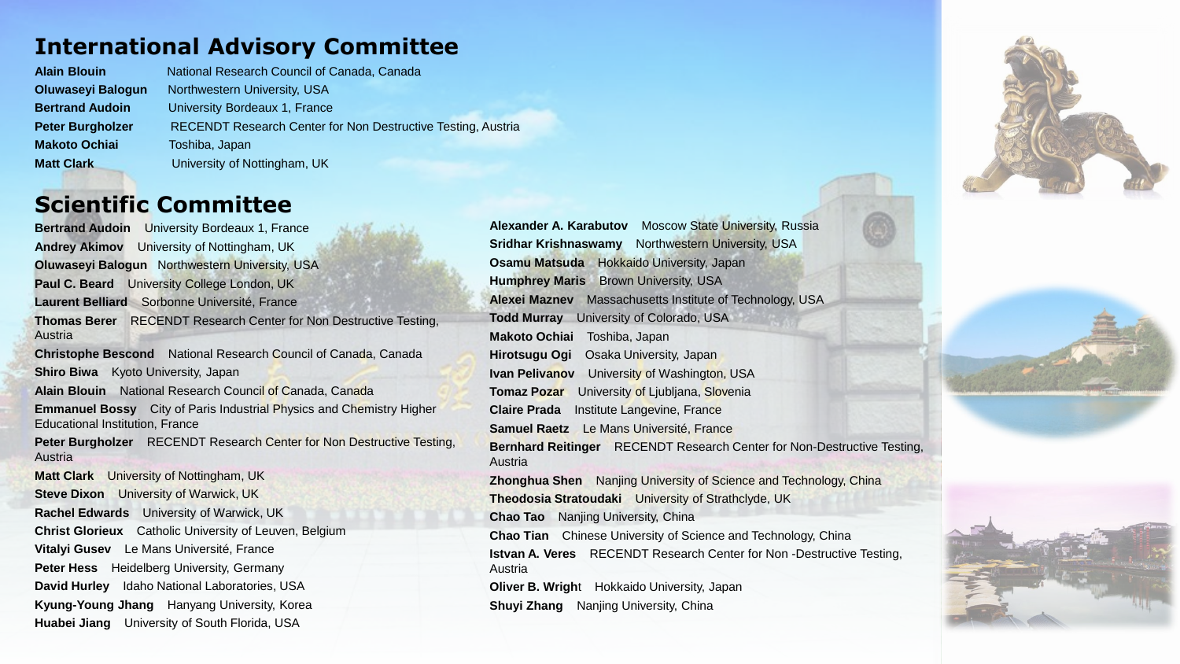# International Advisory Committee

**Alain Blouin** National Research Council of Canada, Canada
**Oluwaseyi Balogun** Northwestern University, USA
**Bertrand Audoin** University Bordeaux 1, France
**Peter Burgholzer** RECENDT Research Center for Non Destructive Testing, Austria
**Makoto Ochiai** Toshiba, Japan
**Matt Clark** University of Nottingham, UK

# Scientific Committee

**Bertrand Audoin** University Bordeaux 1, France
**Andrey Akimov** University of Nottingham, UK
**Oluwaseyi Balogun** Northwestern University, USA
**Paul C. Beard** University College London, UK
**Laurent Belliard** Sorbonne Université, France
**Thomas Berer** RECENDT Research Center for Non Destructive Testing, Austria
**Christophe Bescond** National Research Council of Canada, Canada
**Shiro Biwa** Kyoto University, Japan
**Alain Blouin** National Research Council of Canada, Canada
**Emmanuel Bossy** City of Paris Industrial Physics and Chemistry Higher Educational Institution, France
**Peter Burgholzer** RECENDT Research Center for Non Destructive Testing, Austria
**Matt Clark** University of Nottingham, UK
**Steve Dixon** University of Warwick, UK
**Rachel Edwards** University of Warwick, UK
**Christ Glorieux** Catholic University of Leuven, Belgium
**Vitalyi Gusev** Le Mans Université, France
**Peter Hess** Heidelberg University, Germany
**David Hurley** Idaho National Laboratories, USA
**Kyung-Young Jhang** Hanyang University, Korea
**Huabei Jiang** University of South Florida, USA
**Alexander A. Karabutov** Moscow State University, Russia
**Sridhar Krishnaswamy** Northwestern University, USA
**Osamu Matsuda** Hokkaido University, Japan
**Humphrey Maris** Brown University, USA
**Alexei Maznev** Massachusetts Institute of Technology, USA
**Todd Murray** University of Colorado, USA
**Makoto Ochiai** Toshiba, Japan
**Hirotsugu Ogi** Osaka University, Japan
**Ivan Pelivanov** University of Washington, USA
**Tomaz Pozar** University of Ljubljana, Slovenia
**Claire Prada** Institute Langevine, France
**Samuel Raetz** Le Mans Université, France
**Bernhard Reitinger** RECENDT Research Center for Non-Destructive Testing, Austria
**Zhonghua Shen** Nanjing University of Science and Technology, China
**Theodosia Stratoudaki** University of Strathclyde, UK
**Chao Tao** Nanjing University, China
**Chao Tian** Chinese University of Science and Technology, China
**Istvan A. Veres** RECENDT Research Center for Non -Destructive Testing, Austria
**Oliver B. Wrigh**t Hokkaido University, Japan
**Shuyi Zhang** Nanjing University, China